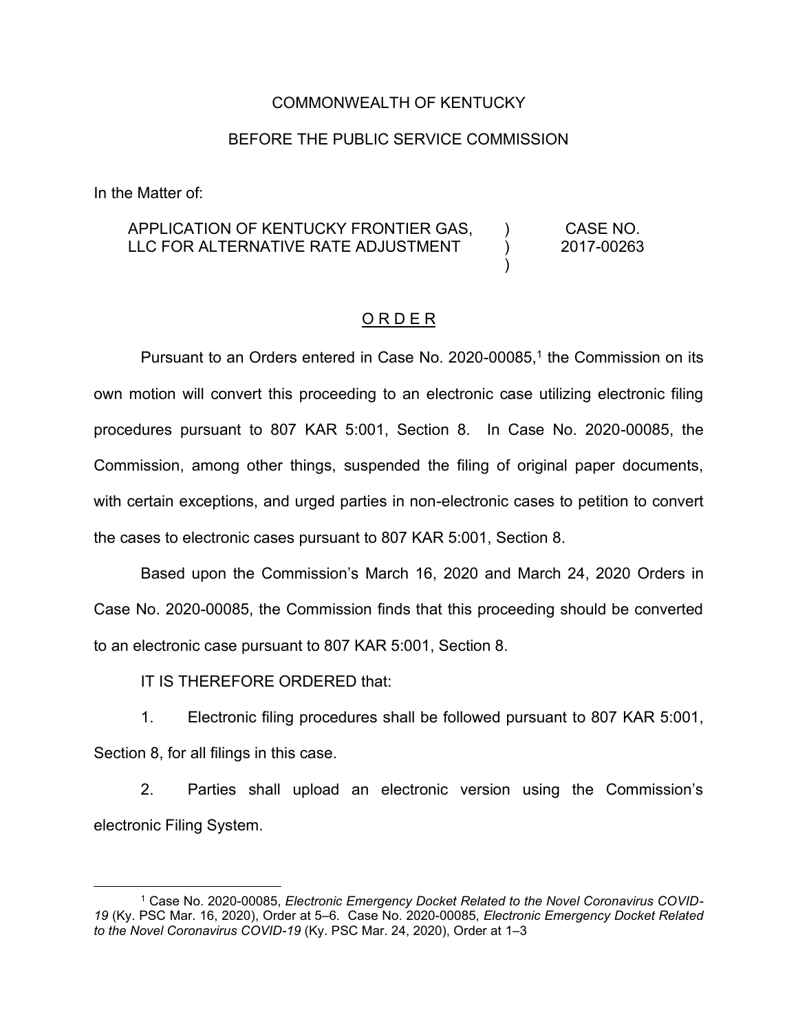COMMONWEALTH OF KENTUCKY

BEFORE THE PUBLIC SERVICE COMMISSION

In the Matter of:

| | | |
|---|---|---|
| APPLICATION OF KENTUCKY FRONTIER GAS, LLC FOR ALTERNATIVE RATE ADJUSTMENT | ) ) ) | CASE NO. 2017-00263 |

<u>O R D E R</u>

Pursuant to an Orders entered in Case No. 2020-00085,[1] the Commission on its own motion will convert this proceeding to an electronic case utilizing electronic filing procedures pursuant to 807 KAR 5:001, Section 8. In Case No. 2020-00085, the Commission, among other things, suspended the filing of original paper documents, with certain exceptions, and urged parties in non-electronic cases to petition to convert the cases to electronic cases pursuant to 807 KAR 5:001, Section 8.

Based upon the Commission's March 16, 2020 and March 24, 2020 Orders in Case No. 2020-00085, the Commission finds that this proceeding should be converted to an electronic case pursuant to 807 KAR 5:001, Section 8.

IT IS THEREFORE ORDERED that:

1. Electronic filing procedures shall be followed pursuant to 807 KAR 5:001, Section 8, for all filings in this case.

2. Parties shall upload an electronic version using the Commission's electronic Filing System.

---

[1] Case No. 2020-00085, *Electronic Emergency Docket Related to the Novel Coronavirus COVID-19* (Ky. PSC Mar. 16, 2020), Order at 5–6. Case No. 2020-00085, *Electronic Emergency Docket Related to the Novel Coronavirus COVID-19* (Ky. PSC Mar. 24, 2020), Order at 1–3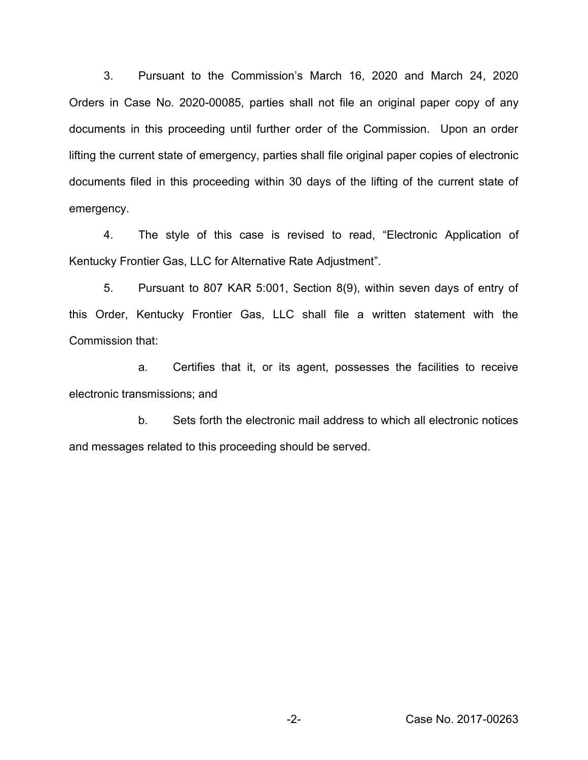3. Pursuant to the Commission's March 16, 2020 and March 24, 2020 Orders in Case No. 2020-00085, parties shall not file an original paper copy of any documents in this proceeding until further order of the Commission. Upon an order lifting the current state of emergency, parties shall file original paper copies of electronic documents filed in this proceeding within 30 days of the lifting of the current state of emergency.

4. The style of this case is revised to read, "Electronic Application of Kentucky Frontier Gas, LLC for Alternative Rate Adjustment".

5. Pursuant to 807 KAR 5:001, Section 8(9), within seven days of entry of this Order, Kentucky Frontier Gas, LLC shall file a written statement with the Commission that:

   a. Certifies that it, or its agent, possesses the facilities to receive electronic transmissions; and

   b. Sets forth the electronic mail address to which all electronic notices and messages related to this proceeding should be served.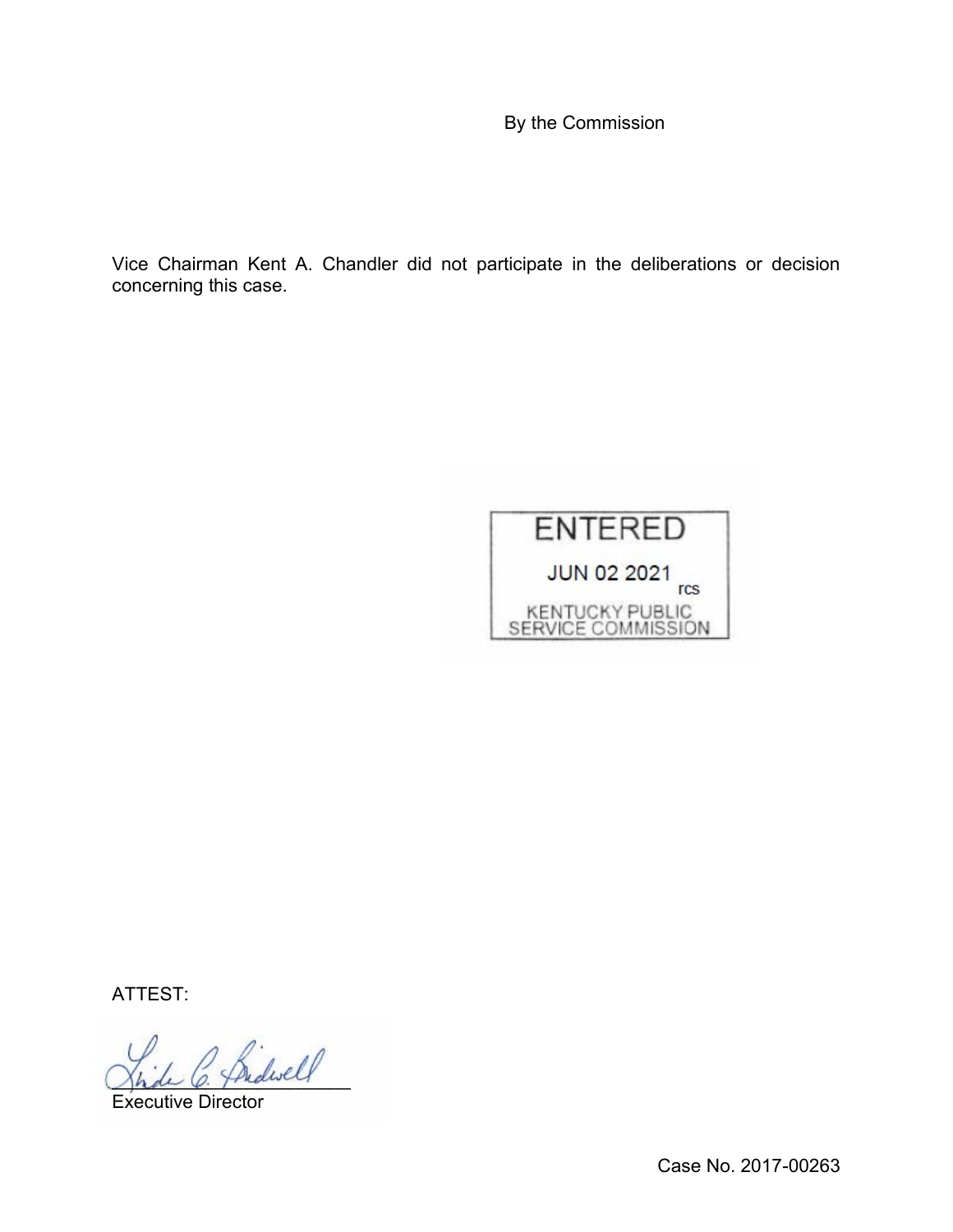By the Commission

Vice Chairman Kent A. Chandler did not participate in the deliberations or decision concerning this case.

ENTERED

JUN 02 2021 rcs

KENTUCKY PUBLIC SERVICE COMMISSION

ATTEST:

Executive Director

Case No. 2017-00263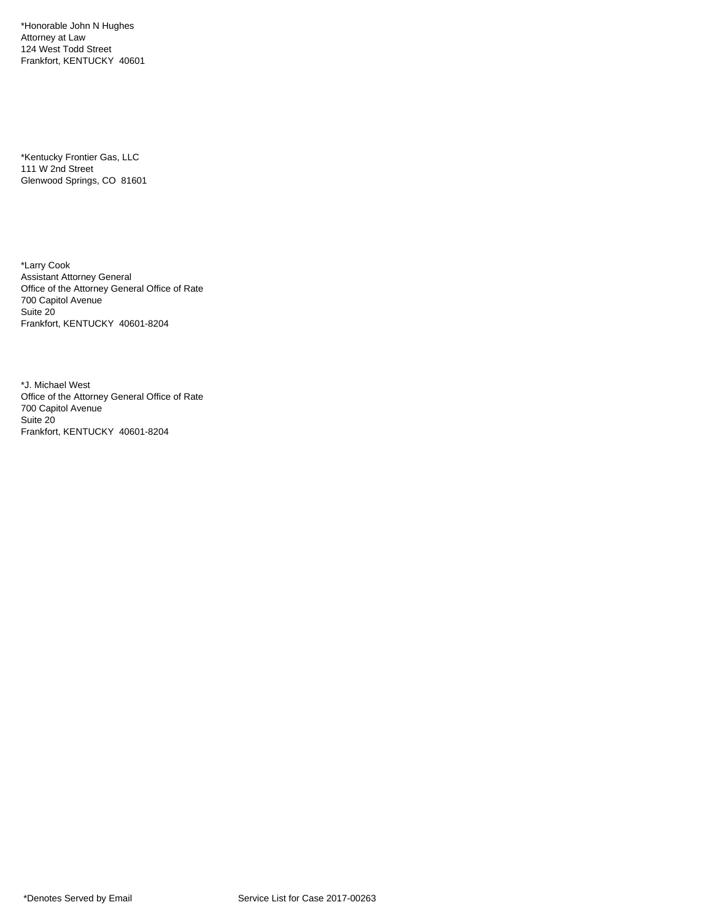*Honorable John N Hughes
Attorney at Law
124 West Todd Street
Frankfort, KENTUCKY  40601

*Kentucky Frontier Gas, LLC
111 W 2nd Street
Glenwood Springs, CO  81601

*Larry Cook
Assistant Attorney General
Office of the Attorney General Office of Rate
700 Capitol Avenue
Suite 20
Frankfort, KENTUCKY  40601-8204

*J. Michael West
Office of the Attorney General Office of Rate
700 Capitol Avenue
Suite 20
Frankfort, KENTUCKY  40601-8204

*Denotes Served by Email

Service List for Case 2017-00263